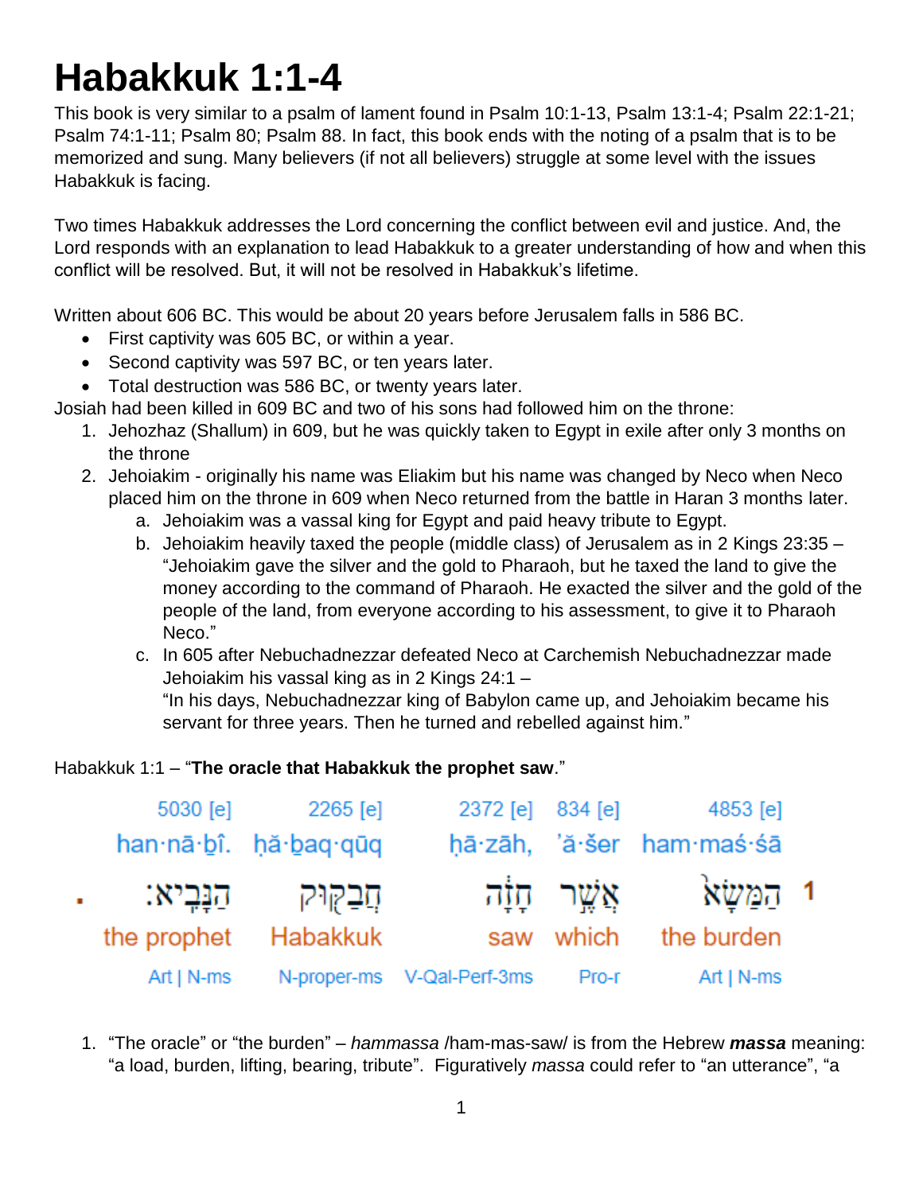# Habakkuk 1:1-4

This book is very similar to a psalm of lament found in Psalm 10:1-13, Psalm 13:1-4; Psalm 22:1-21; Psalm 74:1-11; Psalm 80; Psalm 88. In fact, this book ends with the noting of a psalm that is to be memorized and sung. Many believers (if not all believers) struggle at some level with the issues Habakkuk is facing.

Two times Habakkuk addresses the Lord concerning the conflict between evil and justice. And, the Lord responds with an explanation to lead Habakkuk to a greater understanding of how and when this conflict will be resolved. But, it will not be resolved in Habakkuk's lifetime.

Written about 606 BC. This would be about 20 years before Jerusalem falls in 586 BC.

- First captivity was 605 BC, or within a year.
- Second captivity was 597 BC, or ten years later.
- Total destruction was 586 BC, or twenty years later.

Josiah had been killed in 609 BC and two of his sons had followed him on the throne:

1. Jehozhaz (Shallum) in 609, but he was quickly taken to Egypt in exile after only 3 months on the throne
2. Jehoiakim - originally his name was Eliakim but his name was changed by Neco when Neco placed him on the throne in 609 when Neco returned from the battle in Haran 3 months later.
   a. Jehoiakim was a vassal king for Egypt and paid heavy tribute to Egypt.
   b. Jehoiakim heavily taxed the people (middle class) of Jerusalem as in 2 Kings 23:35 – "Jehoiakim gave the silver and the gold to Pharaoh, but he taxed the land to give the money according to the command of Pharaoh. He exacted the silver and the gold of the people of the land, from everyone according to his assessment, to give it to Pharaoh Neco."
   c. In 605 after Nebuchadnezzar defeated Neco at Carchemish Nebuchadnezzar made Jehoiakim his vassal king as in 2 Kings 24:1 –
   "In his days, Nebuchadnezzar king of Babylon came up, and Jehoiakim became his servant for three years. Then he turned and rebelled against him."

Habakkuk 1:1 – "**The oracle that Habakkuk the prophet saw**."

| | 5030 [e] | 2265 [e] | 2372 [e] | 834 [e] | 4853 [e] | |
|---|---|---|---|---|---|---|
| | han·nā·ḇî. | ḥă·ḇaq·qūq | ḥā·zāh, | 'ă·šer | ham·maś·śā | |
| . | הַנָּבִיא׃ | חֲבַקּוּק | חָזָה | אֲשֶׁר | הַמַּשָּׂא | 1 |
| | the prophet | Habakkuk | saw | which | the burden | |
| | Art \| N-ms | N-proper-ms | V-Qal-Perf-3ms | Pro-r | Art \| N-ms | |

1. "The oracle" or "the burden" – *hammassa* /ham-mas-saw/ is from the Hebrew ***massa*** meaning: "a load, burden, lifting, bearing, tribute". Figuratively *massa* could refer to "an utterance", "a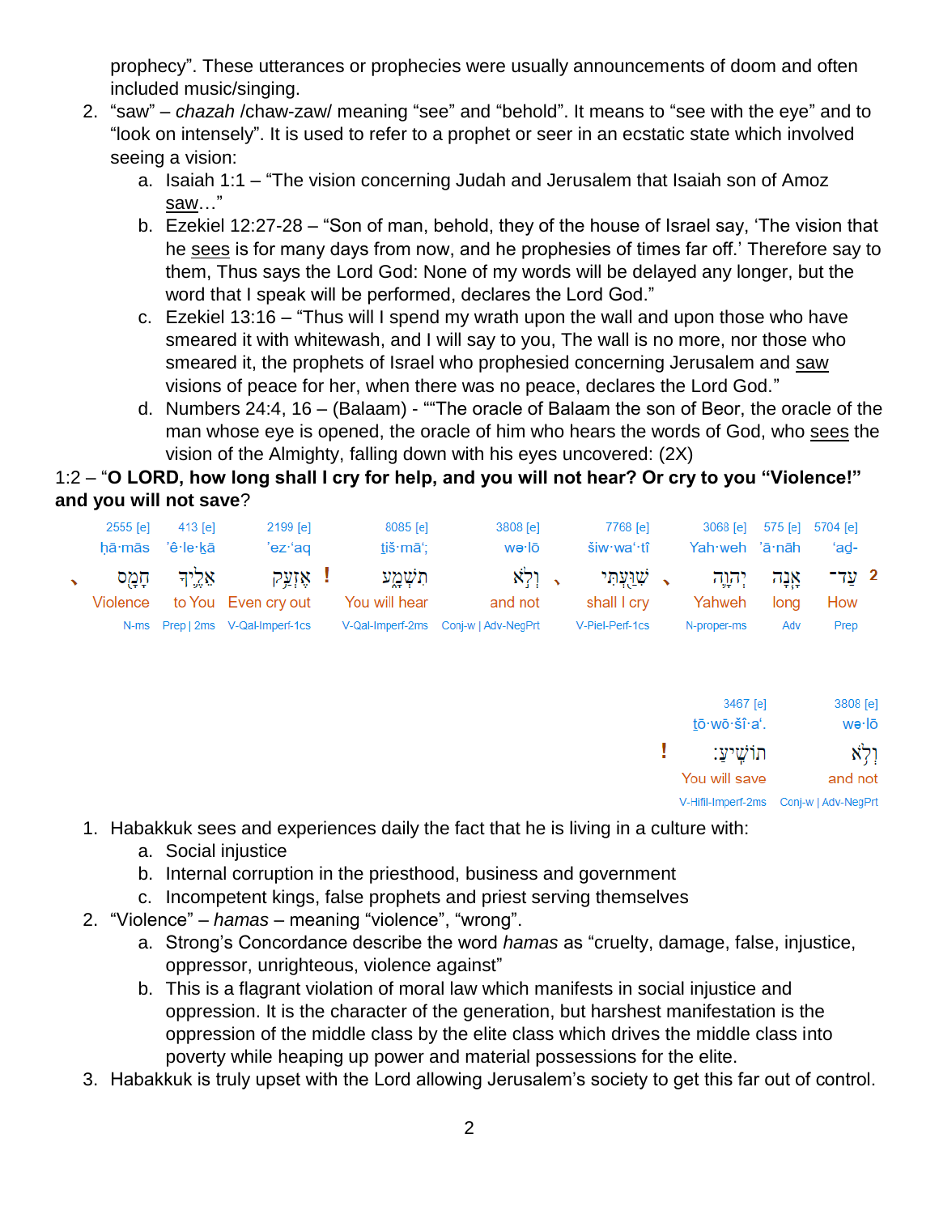prophecy". These utterances or prophecies were usually announcements of doom and often included music/singing.

2. "saw" – *chazah* /chaw-zaw/ meaning "see" and "behold". It means to "see with the eye" and to "look on intensely". It is used to refer to a prophet or seer in an ecstatic state which involved seeing a vision:
   a. Isaiah 1:1 – "The vision concerning Judah and Jerusalem that Isaiah son of Amoz saw…"
   b. Ezekiel 12:27-28 – "Son of man, behold, they of the house of Israel say, 'The vision that he sees is for many days from now, and he prophesies of times far off.' Therefore say to them, Thus says the Lord God: None of my words will be delayed any longer, but the word that I speak will be performed, declares the Lord God."
   c. Ezekiel 13:16 – "Thus will I spend my wrath upon the wall and upon those who have smeared it with whitewash, and I will say to you, The wall is no more, nor those who smeared it, the prophets of Israel who prophesied concerning Jerusalem and saw visions of peace for her, when there was no peace, declares the Lord God."
   d. Numbers 24:4, 16 – (Balaam) - ""The oracle of Balaam the son of Beor, the oracle of the man whose eye is opened, the oracle of him who hears the words of God, who sees the vision of the Almighty, falling down with his eyes uncovered: (2X)

1:2 – "**O LORD, how long shall I cry for help, and you will not hear? Or cry to you "Violence!" and you will not save**?

| 2 | | | | | | | | | |
|---|---|---|---|---|---|---|---|---|---|
| 5704 [e] | 575 [e] | 3068 [e] | 7768 [e] | 3808 [e] | 8085 [e] | 2199 [e] | 413 [e] | 2555 [e] |
| 'aḏ- | 'ā·nāh | Yah·weh | šiw·wa'·tî | wə·lō | tiš·mā'; | 'ez·'aq | 'ê·le·ḵā | ḥā·mās |
| עַד־ | אָנָה | יְהוָה ، | שִׁוַּעְתִּי ، | וְלֹא | תִשְׁמָע | ! אֶזְעַק | אֵלֶיךָ | חָמָס ، |
| How | long | Yahweh | shall I cry | and not | You will hear | Even cry out | to You | Violence |
| Prep | Adv | N-proper-ms | V-Piel-Perf-1cs | Conj-w \| Adv-NegPrt | V-Qal-Imperf-2ms | V-Qal-Imperf-1cs | Prep \| 2ms | N-ms |

| | |
|---|---|
| 3808 [e] | 3467 [e] |
| wə·lō | ṯō·wō·šî·a'. |
| וְלֹא | ! תוֹשִׁיעַ׃ |
| and not | You will save |
| Conj-w \| Adv-NegPrt | V-Hifil-Imperf-2ms |

1. Habakkuk sees and experiences daily the fact that he is living in a culture with:
   a. Social injustice
   b. Internal corruption in the priesthood, business and government
   c. Incompetent kings, false prophets and priest serving themselves
2. "Violence" – *hamas* – meaning "violence", "wrong".
   a. Strong's Concordance describe the word *hamas* as "cruelty, damage, false, injustice, oppressor, unrighteous, violence against"
   b. This is a flagrant violation of moral law which manifests in social injustice and oppression. It is the character of the generation, but harshest manifestation is the oppression of the middle class by the elite class which drives the middle class into poverty while heaping up power and material possessions for the elite.
3. Habakkuk is truly upset with the Lord allowing Jerusalem's society to get this far out of control.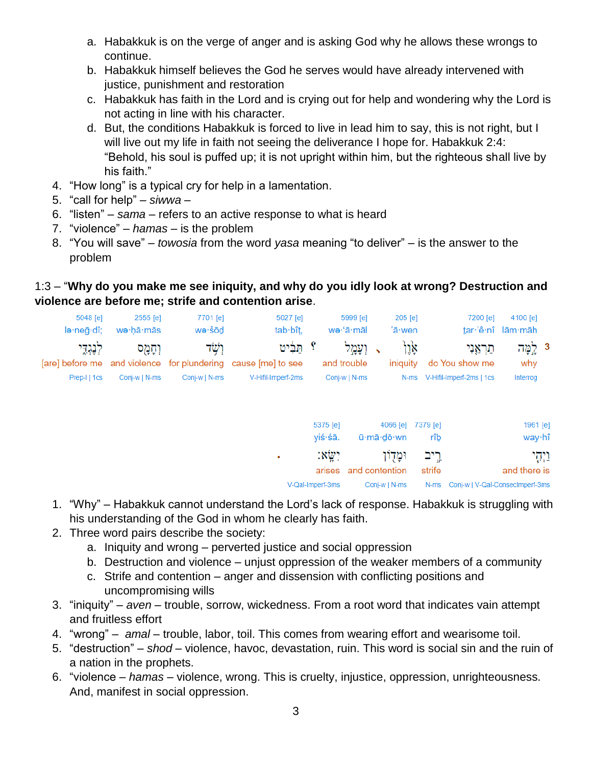a. Habakkuk is on the verge of anger and is asking God why he allows these wrongs to continue.
b. Habakkuk himself believes the God he serves would have already intervened with justice, punishment and restoration
c. Habakkuk has faith in the Lord and is crying out for help and wondering why the Lord is not acting in line with his character.
d. But, the conditions Habakkuk is forced to live in lead him to say, this is not right, but I will live out my life in faith not seeing the deliverance I hope for. Habakkuk 2:4: “Behold, his soul is puffed up; it is not upright within him, but the righteous shall live by his faith.”

4. “How long” is a typical cry for help in a lamentation.
5. “call for help” – *siwwa* –
6. “listen” – *sama* – refers to an active response to what is heard
7. “violence” – *hamas* – is the problem
8. “You will save” – *towosia* from the word *yasa* meaning “to deliver” – is the answer to the problem

1:3 – “**Why do you make me see iniquity, and why do you idly look at wrong? Destruction and violence are before me; strife and contention arise**.

| 5048 [e] | 2555 [e] | 7701 [e] | 5027 [e] | 5999 [e] | 205 [e] | 7200 [e] | 4100 [e] |
|---|---|---|---|---|---|---|---|
| lə·neḡ·dî; | wə·ḥā·mās | wə·šōḏ | tab·bîṭ, | wə·‘ā·māl | ’ā·wen | ṯar·’ê·nî | lām·māh |
| לְנֶגְדִּ֑י | וְחָמָ֣ס | וְשֹׁ֧ד | תַּבִּ֑יט ؟ | וְעָמָ֣ל ، | אָ֙וֶן֙ | תַרְאֵ֤נִי | לָ֣מָּה 3 |
| [are] before me | and violence | for plundering | cause [me] to see | and trouble | iniquity | do You show me | why |
| Prep-l \| 1cs | Conj-w \| N-ms | Conj-w \| N-ms | V-Hifil-Imperf-2ms | Conj-w \| N-ms | N-ms | V-Hifil-Imperf-2ms \| 1cs | Interrog |

| 5375 [e] | 4066 [e] | 7379 [e] | 1961 [e] |
|---|---|---|---|
| yiś·śā. | ū·mā·ḏō·wn | rîḇ | way·hî |
| יִשָּֽׂא׃ . | וּמָד֥וֹן | רִ֥יב | וַיְהִ֥י |
| arises | and contention | strife | and there is |
| V-Qal-Imperf-3ms | Conj-w \| N-ms | N-ms | Conj-w \| V-Qal-ConsecImperf-3ms |

1. “Why” – Habakkuk cannot understand the Lord’s lack of response. Habakkuk is struggling with his understanding of the God in whom he clearly has faith.
2. Three word pairs describe the society:
   a. Iniquity and wrong – perverted justice and social oppression
   b. Destruction and violence – unjust oppression of the weaker members of a community
   c. Strife and contention – anger and dissension with conflicting positions and uncompromising wills
3. “iniquity” – *aven* – trouble, sorrow, wickedness. From a root word that indicates vain attempt and fruitless effort
4. “wrong” – *amal* – trouble, labor, toil. This comes from wearing effort and wearisome toil.
5. “destruction” – *shod* – violence, havoc, devastation, ruin. This word is social sin and the ruin of a nation in the prophets.
6. “violence – *hamas* – violence, wrong. This is cruelty, injustice, oppression, unrighteousness. And, manifest in social oppression.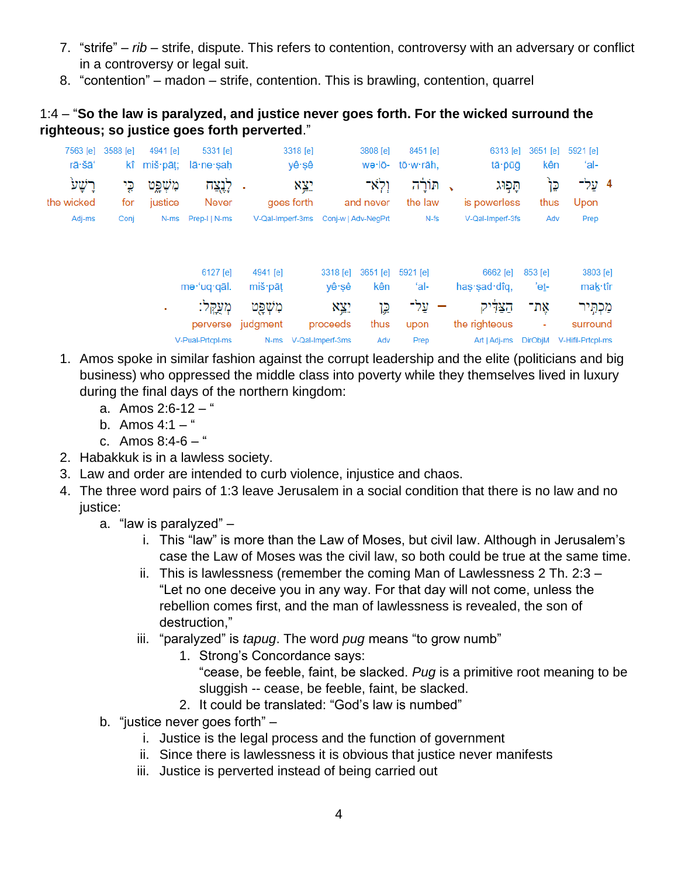7. "strife" – *rib* – strife, dispute. This refers to contention, controversy with an adversary or conflict in a controversy or legal suit.
8. "contention" – madon – strife, contention. This is brawling, contention, quarrel

1:4 – "**So the law is paralyzed, and justice never goes forth. For the wicked surround the righteous; so justice goes forth perverted**."

| 7563 [e] | 3588 [e] | 4941 [e] | 5331 [e] | | 3318 [e] | 3808 [e] | 8451 [e] | | 6313 [e] | 3651 [e] | 5921 [e] | |
|---|---|---|---|---|---|---|---|---|---|---|---|---|
| rā·šā‘ | kî | miš·pāṭ; | lā·ne·ṣaḥ | | yê·ṣê | wə·lō- | tō·w·rāh, | | tā·pūḡ | kên | ‘al- | |
| רָשָׁע | כִּ֣י | מִשְׁפָּ֑ט | לָנֶ֖צַח | . | יֵצֵ֥א | וְלֹֽא־ | תּוֹרָ֔ה | ، | תָּפ֣וּג | כֵּן֙ | עַל־ | 4 |
| the wicked | for | justice | Never | | goes forth | and never | the law | | is powerless | thus | Upon | |
| Adj-ms | Conj | N-ms | Prep-l \| N-ms | | V-Qal-Imperf-3ms | Conj-w \| Adv-NegPrt | N-fs | | V-Qal-Imperf-3fs | Adv | Prep | |

| | 6127 [e] | 4941 [e] | 3318 [e] | 3651 [e] | 5921 [e] | | 6662 [e] | 853 [e] | 3803 [e] |
|---|---|---|---|---|---|---|---|---|---|
| | mə·‘uq·qāl. | miš·pāṭ | yê·ṣê | kên | ‘al- | | haṣ·ṣad·dîq, | ’eṯ- | maḵ·tîr |
| . | מְעֻקָּֽל׃ | מִשְׁפָּ֖ט | יֵצֵ֥א | כֵּ֛ן | עַל־ | – | הַצַּדִּ֔יק | אֶת־ | מַכְתִּ֣יר |
| | perverse | judgment | proceeds | thus | upon | | the righteous | - | surround |
| | V-Pual-Prtcpl-ms | N-ms | V-Qal-Imperf-3ms | Adv | Prep | | Art \| Adj-ms | DirObjM | V-Hifil-Prtcpl-ms |

1. Amos spoke in similar fashion against the corrupt leadership and the elite (politicians and big business) who oppressed the middle class into poverty while they themselves lived in luxury during the final days of the northern kingdom:
   a. Amos 2:6-12 – "
   b. Amos 4:1 – "
   c. Amos 8:4-6 – "
2. Habakkuk is in a lawless society.
3. Law and order are intended to curb violence, injustice and chaos.
4. The three word pairs of 1:3 leave Jerusalem in a social condition that there is no law and no justice:
   a. "law is paralyzed" –
      i. This "law" is more than the Law of Moses, but civil law. Although in Jerusalem's case the Law of Moses was the civil law, so both could be true at the same time.
      ii. This is lawlessness (remember the coming Man of Lawlessness 2 Th. 2:3 – "Let no one deceive you in any way. For that day will not come, unless the rebellion comes first, and the man of lawlessness is revealed, the son of destruction,"
      iii. "paralyzed" is *tapug*. The word *pug* means "to grow numb"
         1. Strong's Concordance says:
            "cease, be feeble, faint, be slacked. *Pug* is a primitive root meaning to be sluggish -- cease, be feeble, faint, be slacked.
         2. It could be translated: "God's law is numbed"
   b. "justice never goes forth" –
      i. Justice is the legal process and the function of government
      ii. Since there is lawlessness it is obvious that justice never manifests
      iii. Justice is perverted instead of being carried out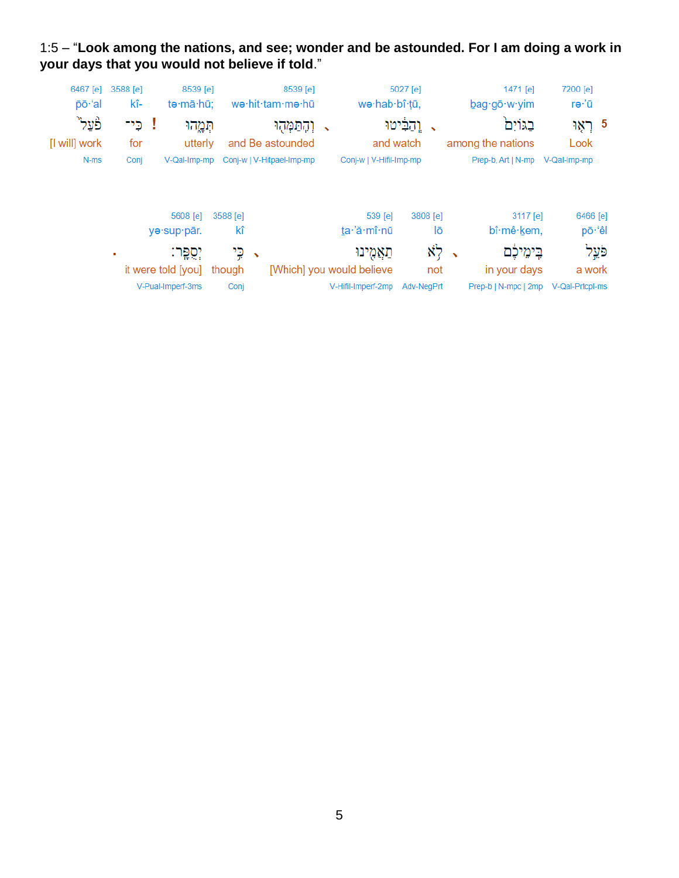1:5 – “**Look among the nations, and see; wonder and be astounded. For I am doing a work in your days that you would not believe if told**.”

| | | | | | | | |
|---|---|---|---|---|---|---|---|
| 6467 [e] | 3588 [e] | 8539 [e] | 8539 [e] | 5027 [e] | 1471 [e] | 7200 [e] | |
| pō·‘al | kî- | tə·mā·hū; | wə·hit·tam·mə·hū | wə·hab·bî·ṭū, | bag·gō·w·yim | rə·’ū | |
| פֹּ֙עַל֙ | כִּי־ ! | תְּמָ֑הוּ | וְהִֽתַּמְּה֖וּ ، | וְֽהַבִּ֔יטוּ ، | בַגּוֹיִם֙ | רְא֤וּ | 5 |
| [I will] work | for | utterly | and Be astounded | and watch | among the nations | Look | |
| N-ms | Conj | V-Qal-Imp-mp | Conj-w \| V-Hitpael-Imp-mp | Conj-w \| V-Hifil-Imp-mp | Prep-b, Art \| N-mp | V-Qal-Imp-mp | |

| | | | | | |
|---|---|---|---|---|---|
| 5608 [e] | 3588 [e] | 539 [e] | 3808 [e] | 3117 [e] | 6466 [e] |
| yə·sup·pār. | kî | ta·’ă·mî·nū | lō | bî·mê·kem, | pō·‘êl |
| יְסֻפָּֽר׃ . | כִּ֥י ، | תַאֲמִ֖ינוּ | לֹ֥א ، | בִּֽימֵיכֶ֔ם | פֹּעַ֣ל |
| it were told [you] | though | [Which] you would believe | not | in your days | a work |
| V-Pual-Imperf-3ms | Conj | V-Hifil-Imperf-2mp | Adv-NegPrt | Prep-b \| N-mpc \| 2mp | V-Qal-Prtcpl-ms |